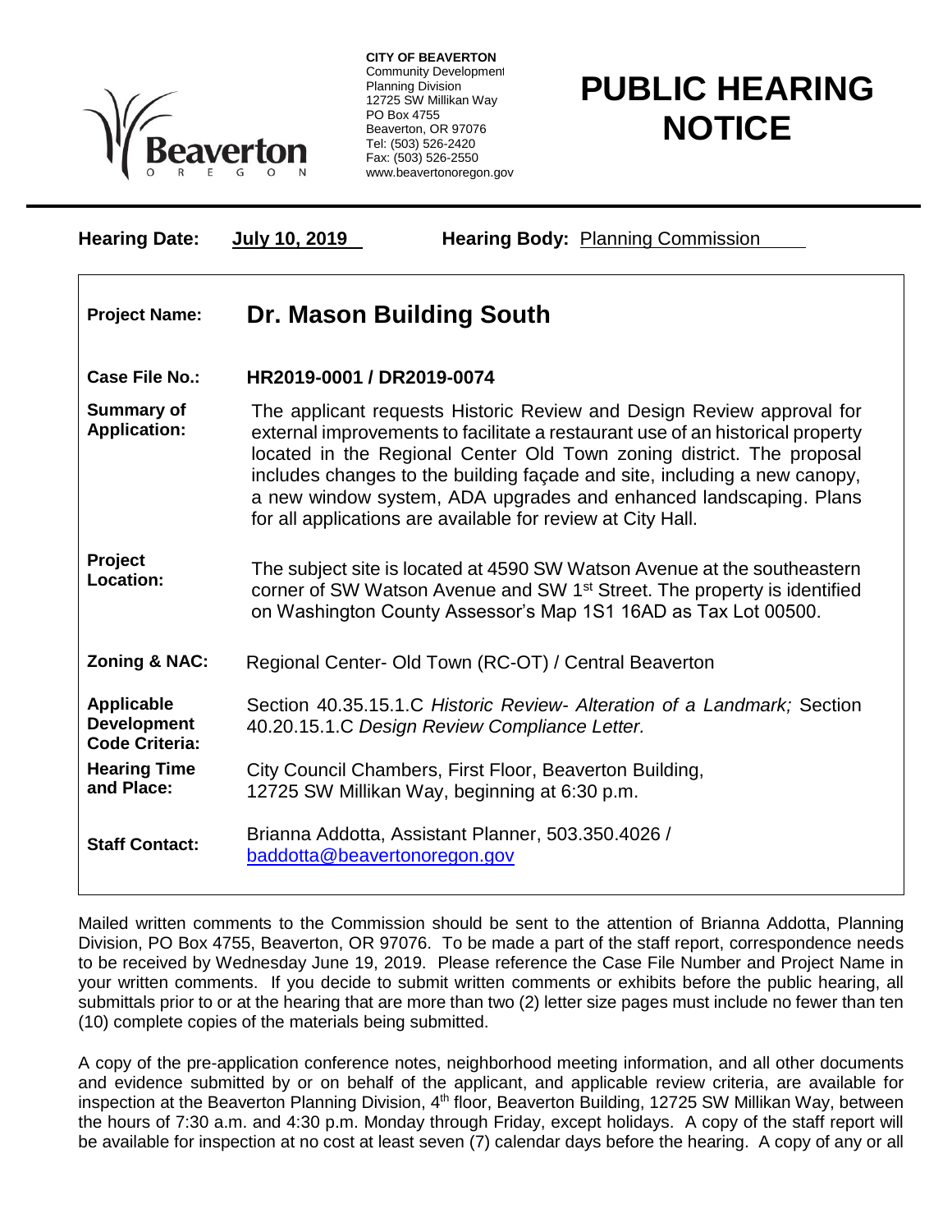**CITY OF BEAVERTON**
Community Development
Planning Division
12725 SW Millikan Way
PO Box 4755
Beaverton, OR 97076
Tel: (503) 526-2420
Fax: (503) 526-2550
www.beavertonoregon.gov

# PUBLIC HEARING NOTICE

**Hearing Date:** **July 10, 2019** **Hearing Body:** Planning Commission

| | |
|---|---|
| **Project Name:** | **Dr. Mason Building South** |
| **Case File No.:** | **HR2019-0001 / DR2019-0074** |
| **Summary of Application:** | The applicant requests Historic Review and Design Review approval for external improvements to facilitate a restaurant use of an historical property located in the Regional Center Old Town zoning district. The proposal includes changes to the building façade and site, including a new canopy, a new window system, ADA upgrades and enhanced landscaping. Plans for all applications are available for review at City Hall. |
| **Project Location:** | The subject site is located at 4590 SW Watson Avenue at the southeastern corner of SW Watson Avenue and SW 1st Street. The property is identified on Washington County Assessor's Map 1S1 16AD as Tax Lot 00500. |
| **Zoning & NAC:** | Regional Center- Old Town (RC-OT) / Central Beaverton |
| **Applicable Development Code Criteria:** | Section 40.35.15.1.C *Historic Review- Alteration of a Landmark;* Section 40.20.15.1.C *Design Review Compliance Letter.* |
| **Hearing Time and Place:** | City Council Chambers, First Floor, Beaverton Building, 12725 SW Millikan Way, beginning at 6:30 p.m. |
| **Staff Contact:** | Brianna Addotta, Assistant Planner, 503.350.4026 / baddotta@beavertonoregon.gov |

Mailed written comments to the Commission should be sent to the attention of Brianna Addotta, Planning Division, PO Box 4755, Beaverton, OR 97076. To be made a part of the staff report, correspondence needs to be received by Wednesday June 19, 2019. Please reference the Case File Number and Project Name in your written comments. If you decide to submit written comments or exhibits before the public hearing, all submittals prior to or at the hearing that are more than two (2) letter size pages must include no fewer than ten (10) complete copies of the materials being submitted.

A copy of the pre-application conference notes, neighborhood meeting information, and all other documents and evidence submitted by or on behalf of the applicant, and applicable review criteria, are available for inspection at the Beaverton Planning Division, 4th floor, Beaverton Building, 12725 SW Millikan Way, between the hours of 7:30 a.m. and 4:30 p.m. Monday through Friday, except holidays. A copy of the staff report will be available for inspection at no cost at least seven (7) calendar days before the hearing. A copy of any or all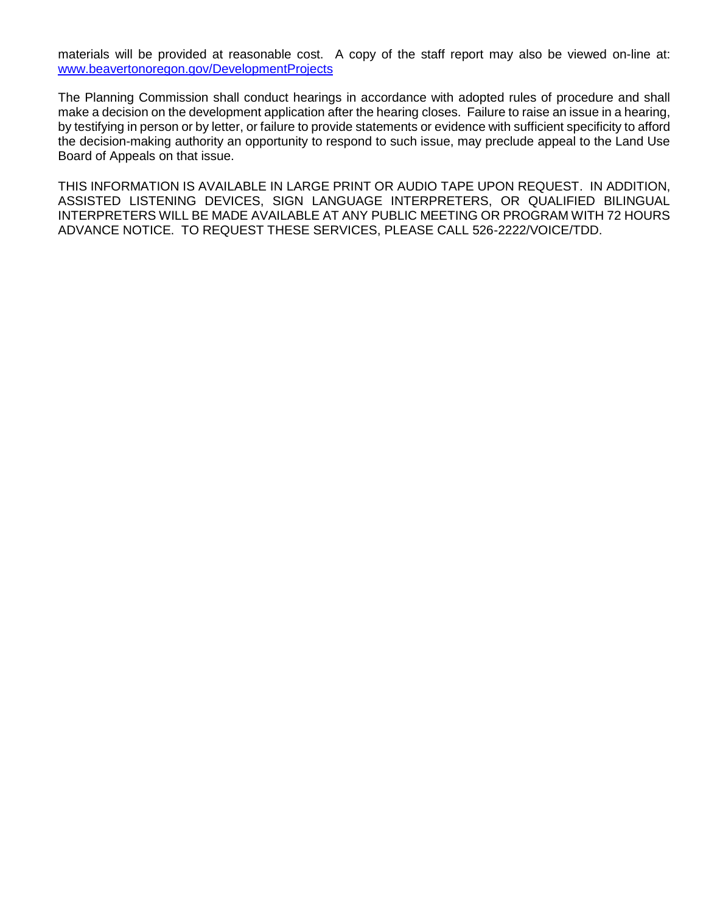materials will be provided at reasonable cost. A copy of the staff report may also be viewed on-line at: [www.beavertonoregon.gov/DevelopmentProjects](http://www.beavertonoregon.gov/DevelopmentProjects)

The Planning Commission shall conduct hearings in accordance with adopted rules of procedure and shall make a decision on the development application after the hearing closes. Failure to raise an issue in a hearing, by testifying in person or by letter, or failure to provide statements or evidence with sufficient specificity to afford the decision-making authority an opportunity to respond to such issue, may preclude appeal to the Land Use Board of Appeals on that issue.

THIS INFORMATION IS AVAILABLE IN LARGE PRINT OR AUDIO TAPE UPON REQUEST. IN ADDITION, ASSISTED LISTENING DEVICES, SIGN LANGUAGE INTERPRETERS, OR QUALIFIED BILINGUAL INTERPRETERS WILL BE MADE AVAILABLE AT ANY PUBLIC MEETING OR PROGRAM WITH 72 HOURS ADVANCE NOTICE. TO REQUEST THESE SERVICES, PLEASE CALL 526-2222/VOICE/TDD.